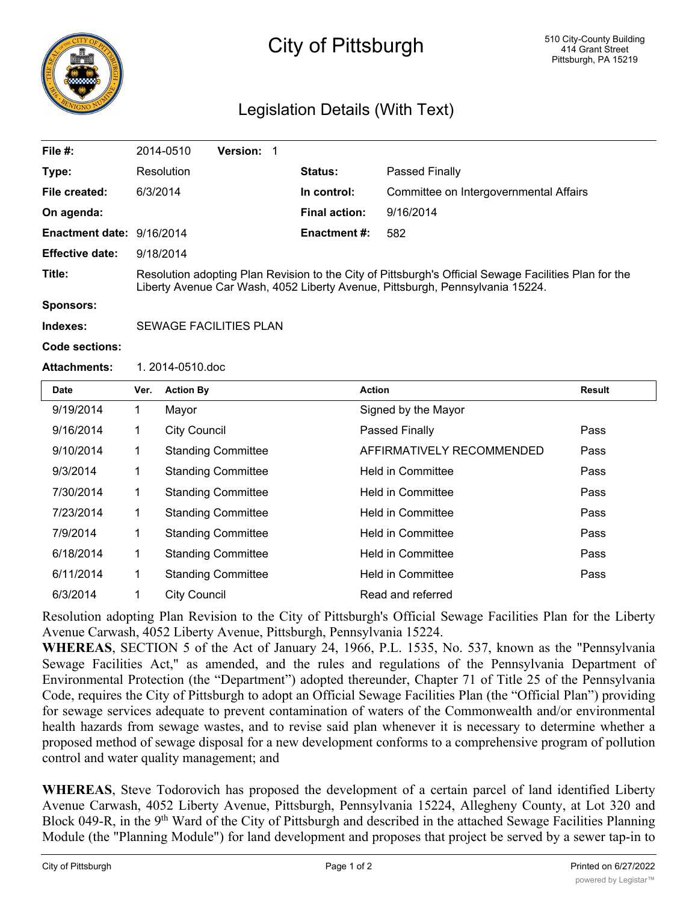# City of Pittsburgh

510 City-County Building
414 Grant Street
Pittsburgh, PA 15219

## Legislation Details (With Text)

| | | | |
|---|---|---|---|
| **File #:** | 2014-0510 **Version:** 1 | | |
| **Type:** | Resolution | **Status:** | Passed Finally |
| **File created:** | 6/3/2014 | **In control:** | Committee on Intergovernmental Affairs |
| **On agenda:** | | **Final action:** | 9/16/2014 |
| **Enactment date:** | 9/16/2014 | **Enactment #:** | 582 |
| **Effective date:** | 9/18/2014 | | |

**Title:** Resolution adopting Plan Revision to the City of Pittsburgh's Official Sewage Facilities Plan for the Liberty Avenue Car Wash, 4052 Liberty Avenue, Pittsburgh, Pennsylvania 15224.

**Sponsors:**

**Indexes:** SEWAGE FACILITIES PLAN

**Code sections:**

**Attachments:** 1. 2014-0510.doc

| Date | Ver. | Action By | Action | Result |
|---|---|---|---|---|
| 9/19/2014 | 1 | Mayor | Signed by the Mayor | |
| 9/16/2014 | 1 | City Council | Passed Finally | Pass |
| 9/10/2014 | 1 | Standing Committee | AFFIRMATIVELY RECOMMENDED | Pass |
| 9/3/2014 | 1 | Standing Committee | Held in Committee | Pass |
| 7/30/2014 | 1 | Standing Committee | Held in Committee | Pass |
| 7/23/2014 | 1 | Standing Committee | Held in Committee | Pass |
| 7/9/2014 | 1 | Standing Committee | Held in Committee | Pass |
| 6/18/2014 | 1 | Standing Committee | Held in Committee | Pass |
| 6/11/2014 | 1 | Standing Committee | Held in Committee | Pass |
| 6/3/2014 | 1 | City Council | Read and referred | |

Resolution adopting Plan Revision to the City of Pittsburgh's Official Sewage Facilities Plan for the Liberty Avenue Carwash, 4052 Liberty Avenue, Pittsburgh, Pennsylvania 15224.

**WHEREAS**, SECTION 5 of the Act of January 24, 1966, P.L. 1535, No. 537, known as the "Pennsylvania Sewage Facilities Act," as amended, and the rules and regulations of the Pennsylvania Department of Environmental Protection (the "Department") adopted thereunder, Chapter 71 of Title 25 of the Pennsylvania Code, requires the City of Pittsburgh to adopt an Official Sewage Facilities Plan (the "Official Plan") providing for sewage services adequate to prevent contamination of waters of the Commonwealth and/or environmental health hazards from sewage wastes, and to revise said plan whenever it is necessary to determine whether a proposed method of sewage disposal for a new development conforms to a comprehensive program of pollution control and water quality management; and

**WHEREAS**, Steve Todorovich has proposed the development of a certain parcel of land identified Liberty Avenue Carwash, 4052 Liberty Avenue, Pittsburgh, Pennsylvania 15224, Allegheny County, at Lot 320 and Block 049-R, in the 9th Ward of the City of Pittsburgh and described in the attached Sewage Facilities Planning Module (the "Planning Module") for land development and proposes that project be served by a sewer tap-in to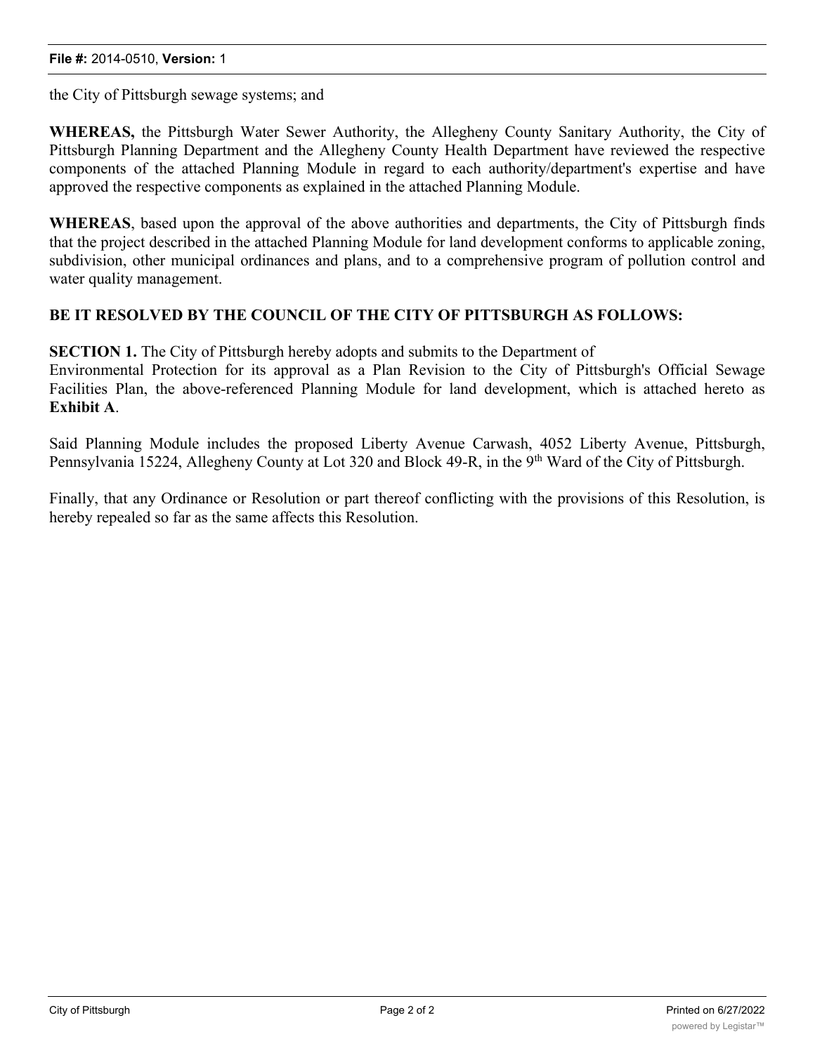the City of Pittsburgh sewage systems; and

**WHEREAS,** the Pittsburgh Water Sewer Authority, the Allegheny County Sanitary Authority, the City of Pittsburgh Planning Department and the Allegheny County Health Department have reviewed the respective components of the attached Planning Module in regard to each authority/department's expertise and have approved the respective components as explained in the attached Planning Module.

**WHEREAS**, based upon the approval of the above authorities and departments, the City of Pittsburgh finds that the project described in the attached Planning Module for land development conforms to applicable zoning, subdivision, other municipal ordinances and plans, and to a comprehensive program of pollution control and water quality management.

**BE IT RESOLVED BY THE COUNCIL OF THE CITY OF PITTSBURGH AS FOLLOWS:**

**SECTION 1.** The City of Pittsburgh hereby adopts and submits to the Department of Environmental Protection for its approval as a Plan Revision to the City of Pittsburgh's Official Sewage Facilities Plan, the above-referenced Planning Module for land development, which is attached hereto as **Exhibit A**.

Said Planning Module includes the proposed Liberty Avenue Carwash, 4052 Liberty Avenue, Pittsburgh, Pennsylvania 15224, Allegheny County at Lot 320 and Block 49-R, in the 9th Ward of the City of Pittsburgh.

Finally, that any Ordinance or Resolution or part thereof conflicting with the provisions of this Resolution, is hereby repealed so far as the same affects this Resolution.